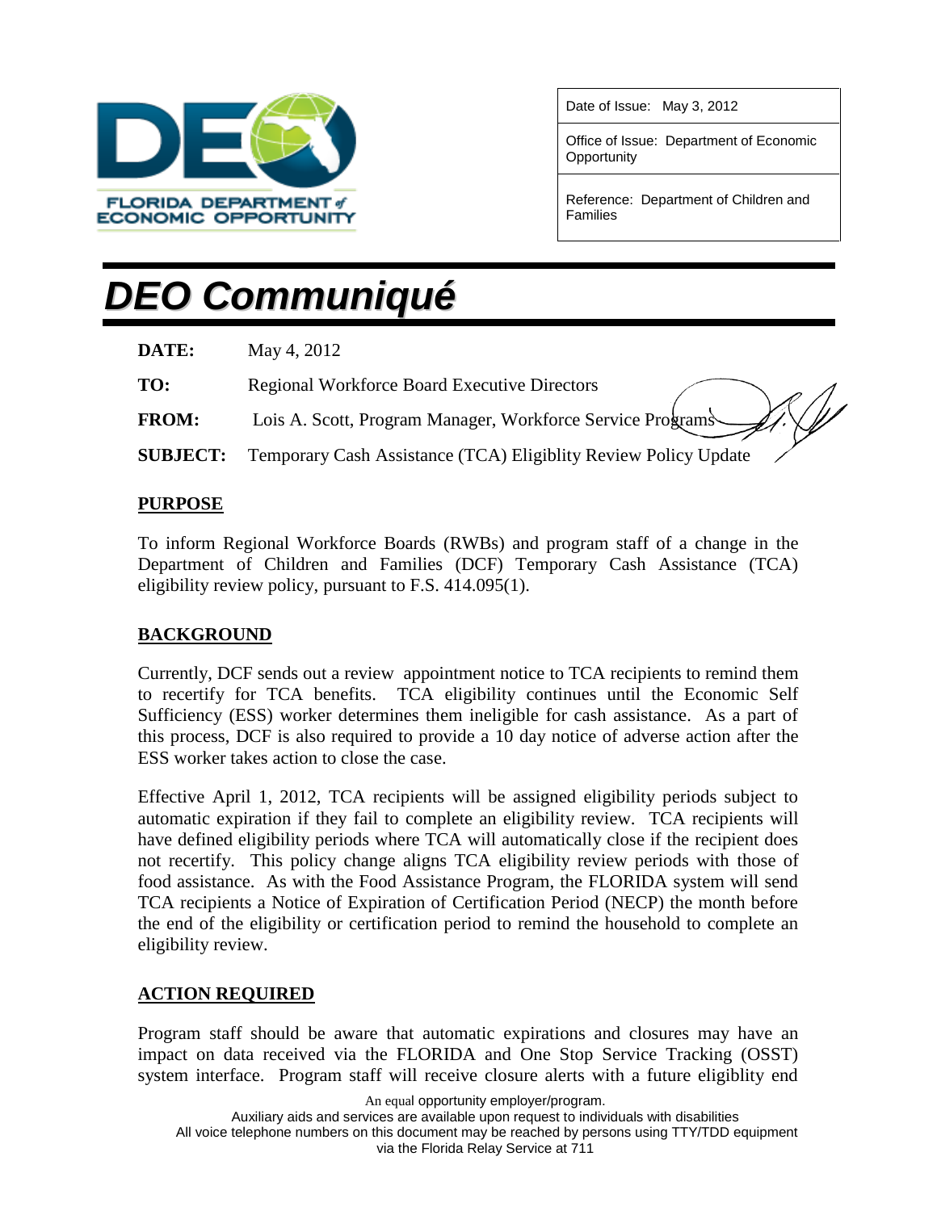FLORIDA DEPARTMENT of ECONOMIC OPPORTUNITY

| Date of Issue: May 3, 2012 |
|---|
| Office of Issue: Department of Economic Opportunity |
| Reference: Department of Children and Families |

# DEO Communiqué

**DATE:** May 4, 2012

**TO:** Regional Workforce Board Executive Directors

**FROM:** Lois A. Scott, Program Manager, Workforce Service Programs

**SUBJECT:** Temporary Cash Assistance (TCA) Eligiblity Review Policy Update

## PURPOSE

To inform Regional Workforce Boards (RWBs) and program staff of a change in the Department of Children and Families (DCF) Temporary Cash Assistance (TCA) eligibility review policy, pursuant to F.S. 414.095(1).

## BACKGROUND

Currently, DCF sends out a review appointment notice to TCA recipients to remind them to recertify for TCA benefits. TCA eligibility continues until the Economic Self Sufficiency (ESS) worker determines them ineligible for cash assistance. As a part of this process, DCF is also required to provide a 10 day notice of adverse action after the ESS worker takes action to close the case.

Effective April 1, 2012, TCA recipients will be assigned eligibility periods subject to automatic expiration if they fail to complete an eligibility review. TCA recipients will have defined eligibility periods where TCA will automatically close if the recipient does not recertify. This policy change aligns TCA eligibility review periods with those of food assistance. As with the Food Assistance Program, the FLORIDA system will send TCA recipients a Notice of Expiration of Certification Period (NECP) the month before the end of the eligibility or certification period to remind the household to complete an eligibility review.

## ACTION REQUIRED

Program staff should be aware that automatic expirations and closures may have an impact on data received via the FLORIDA and One Stop Service Tracking (OSST) system interface. Program staff will receive closure alerts with a future eligiblity end

An equal opportunity employer/program.
Auxiliary aids and services are available upon request to individuals with disabilities
All voice telephone numbers on this document may be reached by persons using TTY/TDD equipment via the Florida Relay Service at 711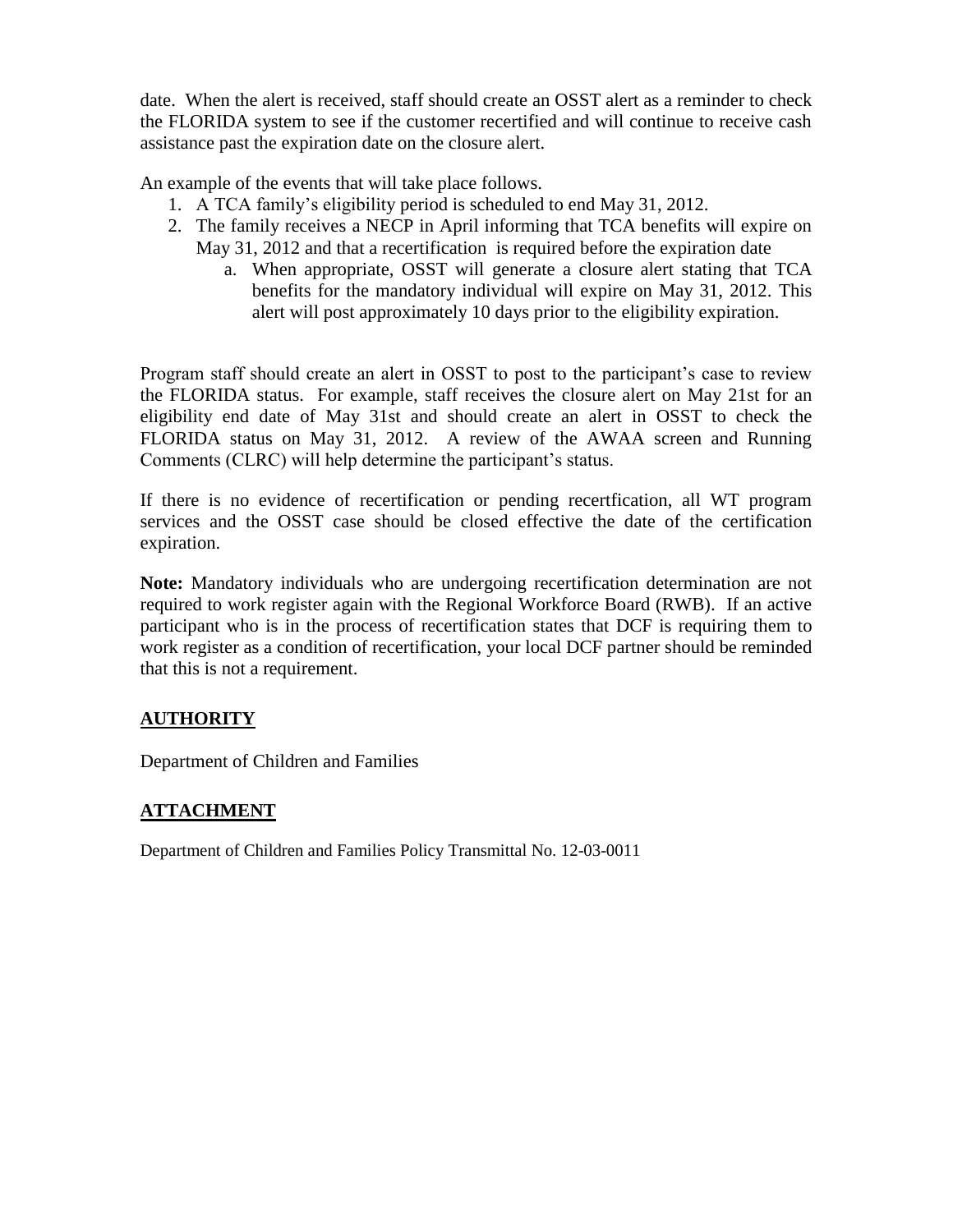date. When the alert is received, staff should create an OSST alert as a reminder to check the FLORIDA system to see if the customer recertified and will continue to receive cash assistance past the expiration date on the closure alert.

An example of the events that will take place follows.

1. A TCA family's eligibility period is scheduled to end May 31, 2012.
2. The family receives a NECP in April informing that TCA benefits will expire on May 31, 2012 and that a recertification is required before the expiration date
   a. When appropriate, OSST will generate a closure alert stating that TCA benefits for the mandatory individual will expire on May 31, 2012. This alert will post approximately 10 days prior to the eligibility expiration.

Program staff should create an alert in OSST to post to the participant's case to review the FLORIDA status. For example, staff receives the closure alert on May 21st for an eligibility end date of May 31st and should create an alert in OSST to check the FLORIDA status on May 31, 2012. A review of the AWAA screen and Running Comments (CLRC) will help determine the participant's status.

If there is no evidence of recertification or pending recertfication, all WT program services and the OSST case should be closed effective the date of the certification expiration.

**Note:** Mandatory individuals who are undergoing recertification determination are not required to work register again with the Regional Workforce Board (RWB). If an active participant who is in the process of recertification states that DCF is requiring them to work register as a condition of recertification, your local DCF partner should be reminded that this is not a requirement.

## AUTHORITY

Department of Children and Families

## ATTACHMENT

Department of Children and Families Policy Transmittal No. 12-03-0011